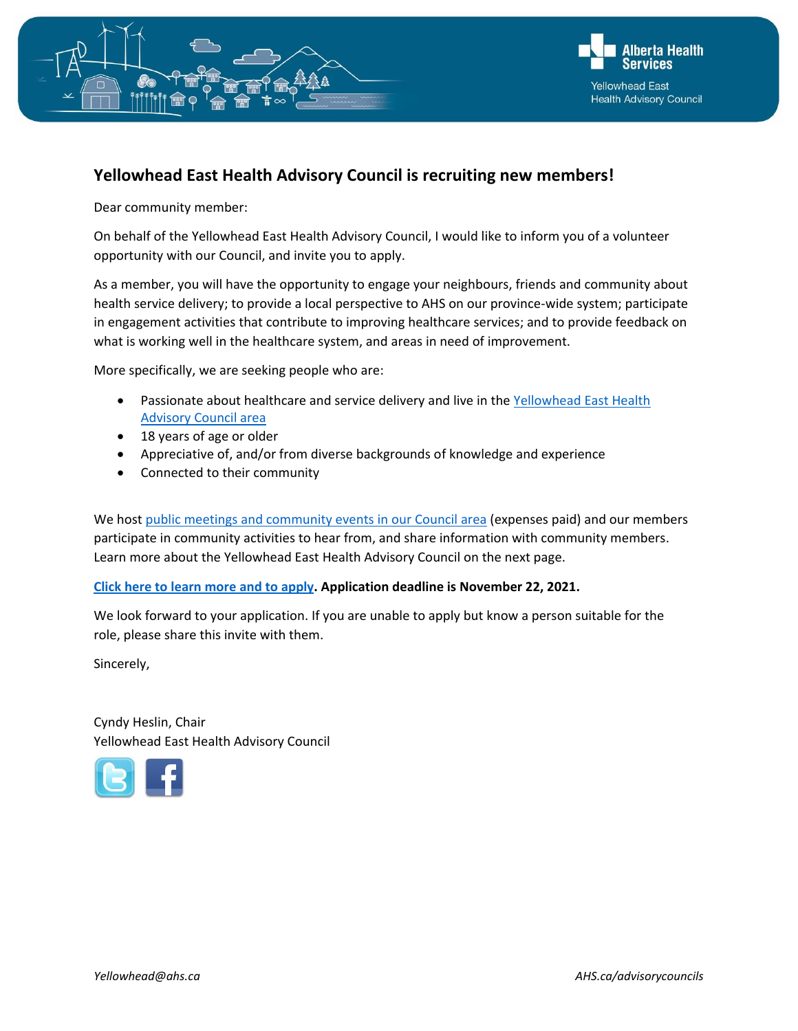Alberta Health Services

Yellowhead East Health Advisory Council

## Yellowhead East Health Advisory Council is recruiting new members!

Dear community member:

On behalf of the Yellowhead East Health Advisory Council, I would like to inform you of a volunteer opportunity with our Council, and invite you to apply.

As a member, you will have the opportunity to engage your neighbours, friends and community about health service delivery; to provide a local perspective to AHS on our province-wide system; participate in engagement activities that contribute to improving healthcare services; and to provide feedback on what is working well in the healthcare system, and areas in need of improvement.

More specifically, we are seeking people who are:

- Passionate about healthcare and service delivery and live in the Yellowhead East Health Advisory Council area
- 18 years of age or older
- Appreciative of, and/or from diverse backgrounds of knowledge and experience
- Connected to their community

We host public meetings and community events in our Council area (expenses paid) and our members participate in community activities to hear from, and share information with community members. Learn more about the Yellowhead East Health Advisory Council on the next page.

**Click here to learn more and to apply. Application deadline is November 22, 2021.**

We look forward to your application. If you are unable to apply but know a person suitable for the role, please share this invite with them.

Sincerely,

Cyndy Heslin, Chair
Yellowhead East Health Advisory Council

*Yellowhead@ahs.ca* *AHS.ca/advisorycouncils*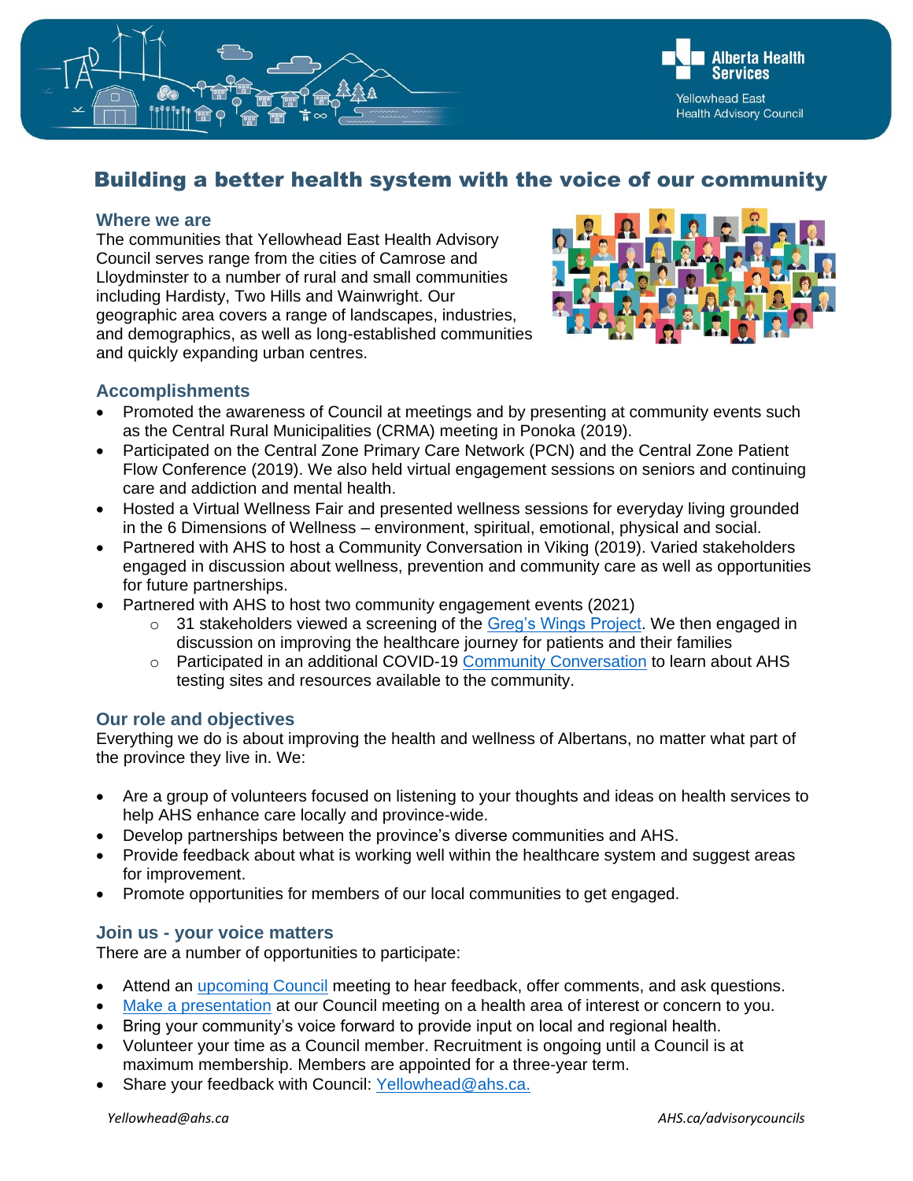Alberta Health Services

Yellowhead East Health Advisory Council

# Building a better health system with the voice of our community

## Where we are

The communities that Yellowhead East Health Advisory Council serves range from the cities of Camrose and Lloydminster to a number of rural and small communities including Hardisty, Two Hills and Wainwright. Our geographic area covers a range of landscapes, industries, and demographics, as well as long-established communities and quickly expanding urban centres.

## Accomplishments

- Promoted the awareness of Council at meetings and by presenting at community events such as the Central Rural Municipalities (CRMA) meeting in Ponoka (2019).
- Participated on the Central Zone Primary Care Network (PCN) and the Central Zone Patient Flow Conference (2019). We also held virtual engagement sessions on seniors and continuing care and addiction and mental health.
- Hosted a Virtual Wellness Fair and presented wellness sessions for everyday living grounded in the 6 Dimensions of Wellness – environment, spiritual, emotional, physical and social.
- Partnered with AHS to host a Community Conversation in Viking (2019). Varied stakeholders engaged in discussion about wellness, prevention and community care as well as opportunities for future partnerships.
- Partnered with AHS to host two community engagement events (2021)
  - 31 stakeholders viewed a screening of the Greg's Wings Project. We then engaged in discussion on improving the healthcare journey for patients and their families
  - Participated in an additional COVID-19 Community Conversation to learn about AHS testing sites and resources available to the community.

## Our role and objectives

Everything we do is about improving the health and wellness of Albertans, no matter what part of the province they live in. We:

- Are a group of volunteers focused on listening to your thoughts and ideas on health services to help AHS enhance care locally and province-wide.
- Develop partnerships between the province's diverse communities and AHS.
- Provide feedback about what is working well within the healthcare system and suggest areas for improvement.
- Promote opportunities for members of our local communities to get engaged.

## Join us - your voice matters

There are a number of opportunities to participate:

- Attend an upcoming Council meeting to hear feedback, offer comments, and ask questions.
- Make a presentation at our Council meeting on a health area of interest or concern to you.
- Bring your community's voice forward to provide input on local and regional health.
- Volunteer your time as a Council member. Recruitment is ongoing until a Council is at maximum membership. Members are appointed for a three-year term.
- Share your feedback with Council: Yellowhead@ahs.ca.

*Yellowhead@ahs.ca* *AHS.ca/advisorycouncils*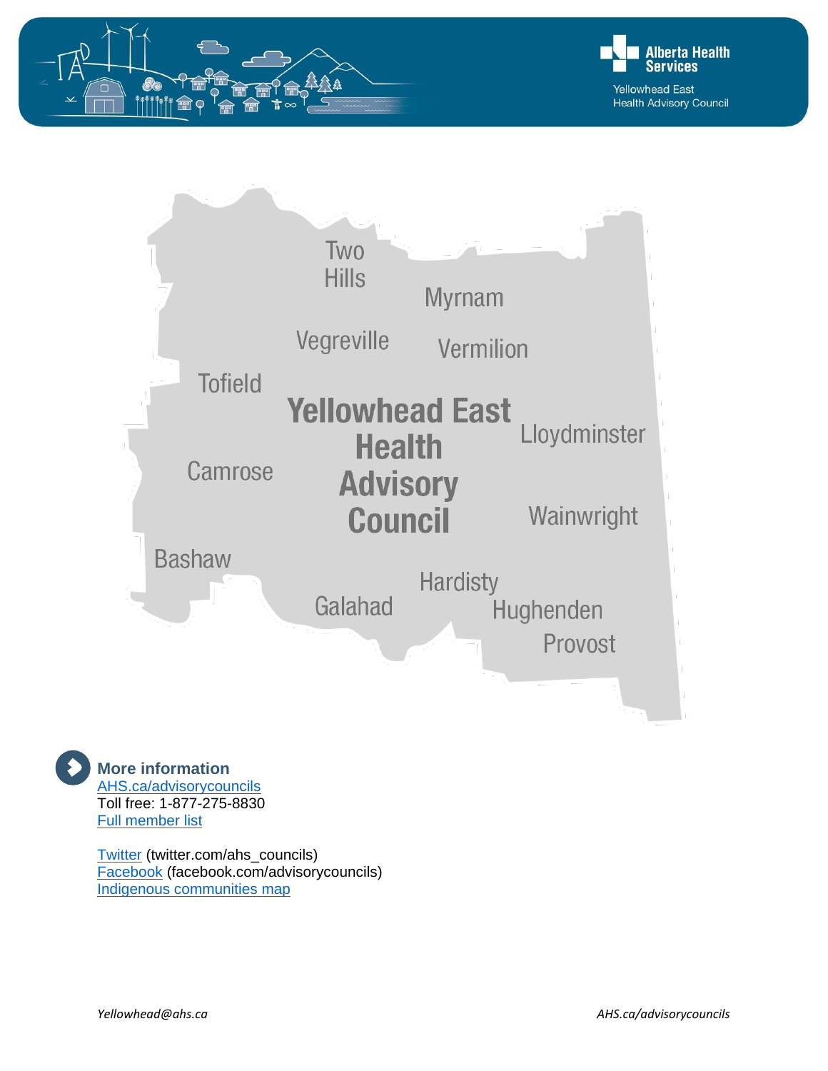Alberta Health Services

Yellowhead East Health Advisory Council

Two Hills

Myrnam

Vegreville

Vermilion

Tofield

**Yellowhead East Health Advisory Council**

Lloydminster

Camrose

Wainwright

Bashaw

Hardisty

Galahad

Hughenden

Provost

**More information**
[AHS.ca/advisorycouncils](AHS.ca/advisorycouncils)
Toll free: 1-877-275-8830
[Full member list]()

[Twitter]() (twitter.com/ahs_councils)
[Facebook]() (facebook.com/advisorycouncils)
[Indigenous communities map]()